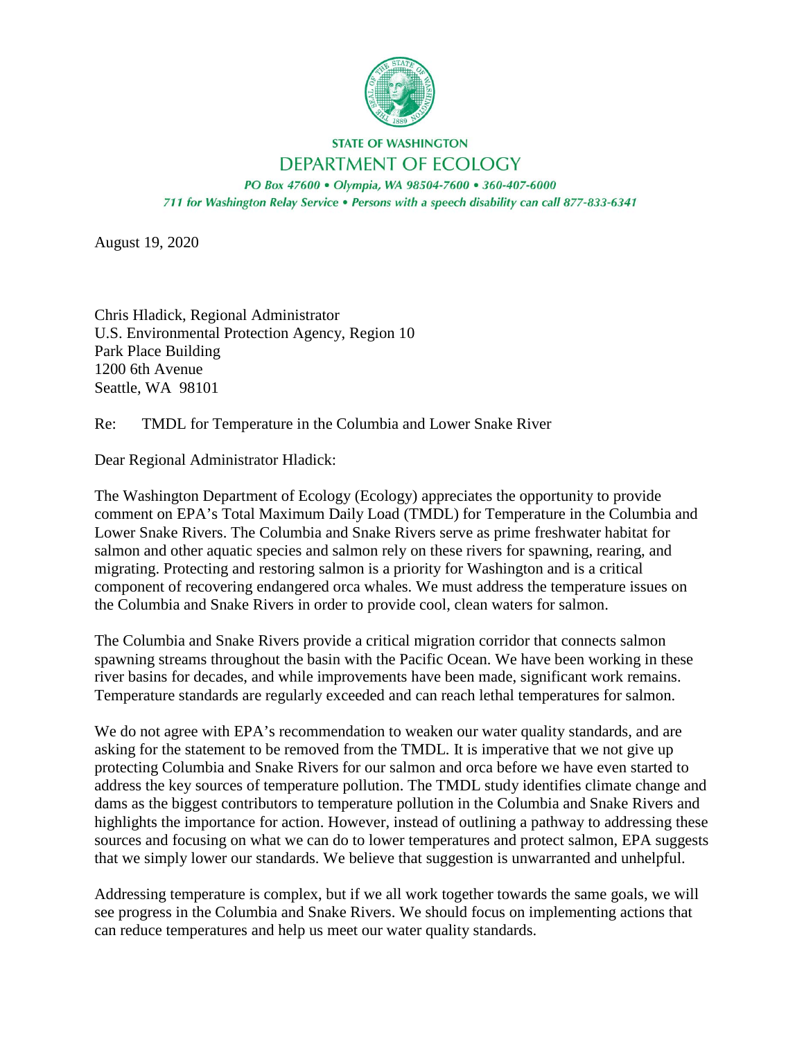**STATE OF WASHINGTON**

**DEPARTMENT OF ECOLOGY**

*PO Box 47600 • Olympia, WA 98504-7600 • 360-407-6000*

*711 for Washington Relay Service • Persons with a speech disability can call 877-833-6341*

August 19, 2020

Chris Hladick, Regional Administrator
U.S. Environmental Protection Agency, Region 10
Park Place Building
1200 6th Avenue
Seattle, WA 98101

Re: TMDL for Temperature in the Columbia and Lower Snake River

Dear Regional Administrator Hladick:

The Washington Department of Ecology (Ecology) appreciates the opportunity to provide comment on EPA's Total Maximum Daily Load (TMDL) for Temperature in the Columbia and Lower Snake Rivers. The Columbia and Snake Rivers serve as prime freshwater habitat for salmon and other aquatic species and salmon rely on these rivers for spawning, rearing, and migrating. Protecting and restoring salmon is a priority for Washington and is a critical component of recovering endangered orca whales. We must address the temperature issues on the Columbia and Snake Rivers in order to provide cool, clean waters for salmon.

The Columbia and Snake Rivers provide a critical migration corridor that connects salmon spawning streams throughout the basin with the Pacific Ocean. We have been working in these river basins for decades, and while improvements have been made, significant work remains. Temperature standards are regularly exceeded and can reach lethal temperatures for salmon.

We do not agree with EPA's recommendation to weaken our water quality standards, and are asking for the statement to be removed from the TMDL. It is imperative that we not give up protecting Columbia and Snake Rivers for our salmon and orca before we have even started to address the key sources of temperature pollution. The TMDL study identifies climate change and dams as the biggest contributors to temperature pollution in the Columbia and Snake Rivers and highlights the importance for action. However, instead of outlining a pathway to addressing these sources and focusing on what we can do to lower temperatures and protect salmon, EPA suggests that we simply lower our standards. We believe that suggestion is unwarranted and unhelpful.

Addressing temperature is complex, but if we all work together towards the same goals, we will see progress in the Columbia and Snake Rivers. We should focus on implementing actions that can reduce temperatures and help us meet our water quality standards.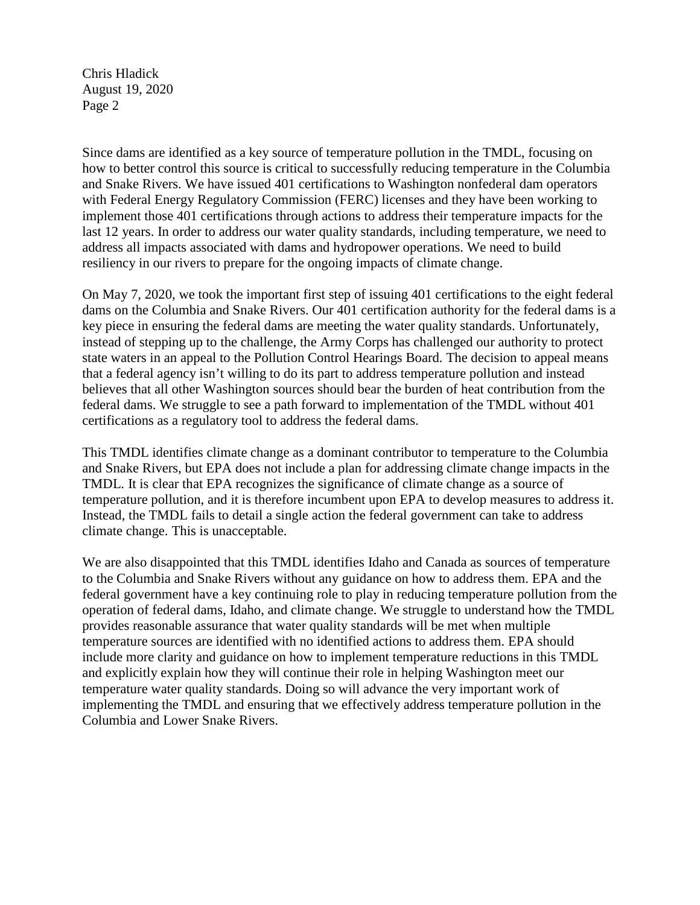Since dams are identified as a key source of temperature pollution in the TMDL, focusing on how to better control this source is critical to successfully reducing temperature in the Columbia and Snake Rivers. We have issued 401 certifications to Washington nonfederal dam operators with Federal Energy Regulatory Commission (FERC) licenses and they have been working to implement those 401 certifications through actions to address their temperature impacts for the last 12 years. In order to address our water quality standards, including temperature, we need to address all impacts associated with dams and hydropower operations. We need to build resiliency in our rivers to prepare for the ongoing impacts of climate change.

On May 7, 2020, we took the important first step of issuing 401 certifications to the eight federal dams on the Columbia and Snake Rivers. Our 401 certification authority for the federal dams is a key piece in ensuring the federal dams are meeting the water quality standards. Unfortunately, instead of stepping up to the challenge, the Army Corps has challenged our authority to protect state waters in an appeal to the Pollution Control Hearings Board. The decision to appeal means that a federal agency isn't willing to do its part to address temperature pollution and instead believes that all other Washington sources should bear the burden of heat contribution from the federal dams. We struggle to see a path forward to implementation of the TMDL without 401 certifications as a regulatory tool to address the federal dams.

This TMDL identifies climate change as a dominant contributor to temperature to the Columbia and Snake Rivers, but EPA does not include a plan for addressing climate change impacts in the TMDL. It is clear that EPA recognizes the significance of climate change as a source of temperature pollution, and it is therefore incumbent upon EPA to develop measures to address it. Instead, the TMDL fails to detail a single action the federal government can take to address climate change. This is unacceptable.

We are also disappointed that this TMDL identifies Idaho and Canada as sources of temperature to the Columbia and Snake Rivers without any guidance on how to address them. EPA and the federal government have a key continuing role to play in reducing temperature pollution from the operation of federal dams, Idaho, and climate change. We struggle to understand how the TMDL provides reasonable assurance that water quality standards will be met when multiple temperature sources are identified with no identified actions to address them. EPA should include more clarity and guidance on how to implement temperature reductions in this TMDL and explicitly explain how they will continue their role in helping Washington meet our temperature water quality standards. Doing so will advance the very important work of implementing the TMDL and ensuring that we effectively address temperature pollution in the Columbia and Lower Snake Rivers.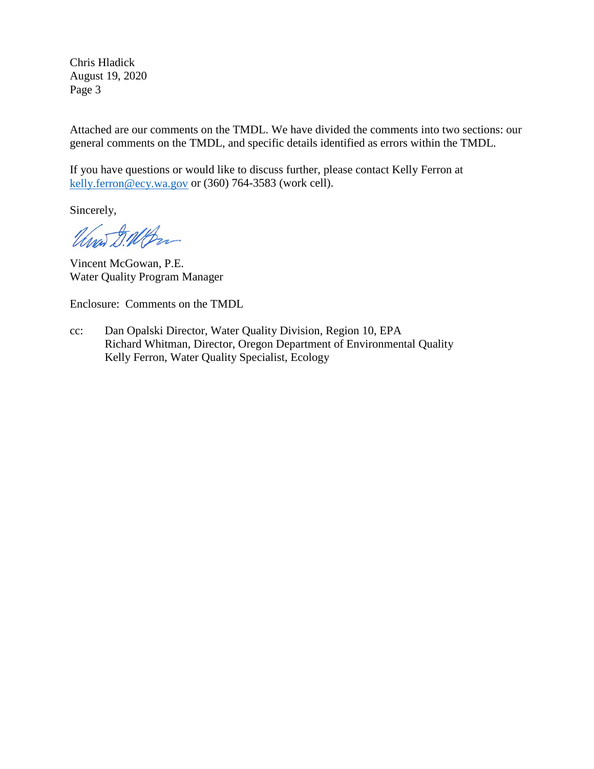Attached are our comments on the TMDL. We have divided the comments into two sections: our general comments on the TMDL, and specific details identified as errors within the TMDL.

If you have questions or would like to discuss further, please contact Kelly Ferron at kelly.ferron@ecy.wa.gov or (360) 764-3583 (work cell).

Sincerely,

Vincent McGowan, P.E.
Water Quality Program Manager

Enclosure: Comments on the TMDL

cc: Dan Opalski Director, Water Quality Division, Region 10, EPA
Richard Whitman, Director, Oregon Department of Environmental Quality
Kelly Ferron, Water Quality Specialist, Ecology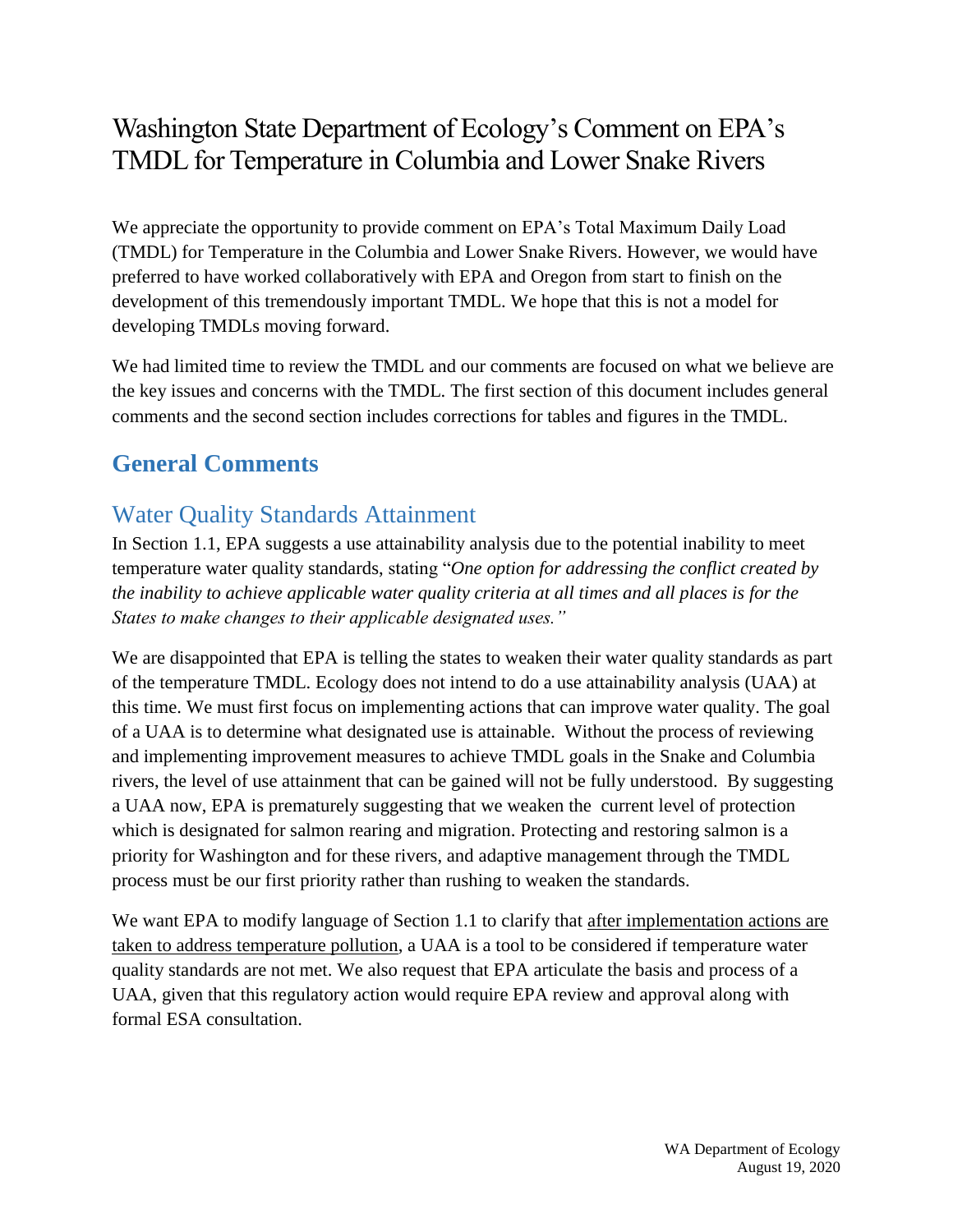# Washington State Department of Ecology's Comment on EPA's TMDL for Temperature in Columbia and Lower Snake Rivers

We appreciate the opportunity to provide comment on EPA's Total Maximum Daily Load (TMDL) for Temperature in the Columbia and Lower Snake Rivers. However, we would have preferred to have worked collaboratively with EPA and Oregon from start to finish on the development of this tremendously important TMDL. We hope that this is not a model for developing TMDLs moving forward.

We had limited time to review the TMDL and our comments are focused on what we believe are the key issues and concerns with the TMDL. The first section of this document includes general comments and the second section includes corrections for tables and figures in the TMDL.

## General Comments

### Water Quality Standards Attainment

In Section 1.1, EPA suggests a use attainability analysis due to the potential inability to meet temperature water quality standards, stating "*One option for addressing the conflict created by the inability to achieve applicable water quality criteria at all times and all places is for the States to make changes to their applicable designated uses."*

We are disappointed that EPA is telling the states to weaken their water quality standards as part of the temperature TMDL. Ecology does not intend to do a use attainability analysis (UAA) at this time. We must first focus on implementing actions that can improve water quality. The goal of a UAA is to determine what designated use is attainable. Without the process of reviewing and implementing improvement measures to achieve TMDL goals in the Snake and Columbia rivers, the level of use attainment that can be gained will not be fully understood. By suggesting a UAA now, EPA is prematurely suggesting that we weaken the current level of protection which is designated for salmon rearing and migration. Protecting and restoring salmon is a priority for Washington and for these rivers, and adaptive management through the TMDL process must be our first priority rather than rushing to weaken the standards.

We want EPA to modify language of Section 1.1 to clarify that <u>after implementation actions are taken to address temperature pollution</u>, a UAA is a tool to be considered if temperature water quality standards are not met. We also request that EPA articulate the basis and process of a UAA, given that this regulatory action would require EPA review and approval along with formal ESA consultation.

WA Department of Ecology
August 19, 2020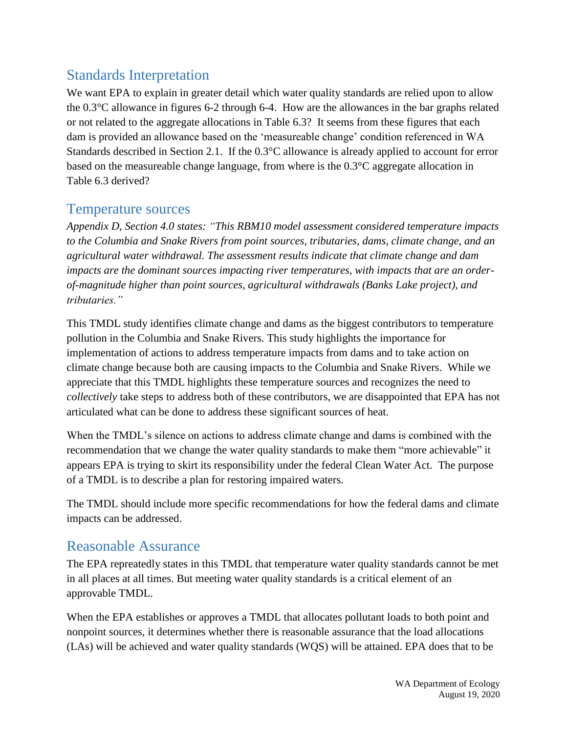## Standards Interpretation

We want EPA to explain in greater detail which water quality standards are relied upon to allow the 0.3°C allowance in figures 6-2 through 6-4. How are the allowances in the bar graphs related or not related to the aggregate allocations in Table 6.3? It seems from these figures that each dam is provided an allowance based on the 'measureable change' condition referenced in WA Standards described in Section 2.1. If the 0.3°C allowance is already applied to account for error based on the measureable change language, from where is the 0.3°C aggregate allocation in Table 6.3 derived?

## Temperature sources

*Appendix D, Section 4.0 states: "This RBM10 model assessment considered temperature impacts to the Columbia and Snake Rivers from point sources, tributaries, dams, climate change, and an agricultural water withdrawal. The assessment results indicate that climate change and dam impacts are the dominant sources impacting river temperatures, with impacts that are an order-of-magnitude higher than point sources, agricultural withdrawals (Banks Lake project), and tributaries."*

This TMDL study identifies climate change and dams as the biggest contributors to temperature pollution in the Columbia and Snake Rivers. This study highlights the importance for implementation of actions to address temperature impacts from dams and to take action on climate change because both are causing impacts to the Columbia and Snake Rivers. While we appreciate that this TMDL highlights these temperature sources and recognizes the need to *collectively* take steps to address both of these contributors, we are disappointed that EPA has not articulated what can be done to address these significant sources of heat.

When the TMDL's silence on actions to address climate change and dams is combined with the recommendation that we change the water quality standards to make them "more achievable" it appears EPA is trying to skirt its responsibility under the federal Clean Water Act. The purpose of a TMDL is to describe a plan for restoring impaired waters.

The TMDL should include more specific recommendations for how the federal dams and climate impacts can be addressed.

## Reasonable Assurance

The EPA repreatedly states in this TMDL that temperature water quality standards cannot be met in all places at all times. But meeting water quality standards is a critical element of an approvable TMDL.

When the EPA establishes or approves a TMDL that allocates pollutant loads to both point and nonpoint sources, it determines whether there is reasonable assurance that the load allocations (LAs) will be achieved and water quality standards (WQS) will be attained. EPA does that to be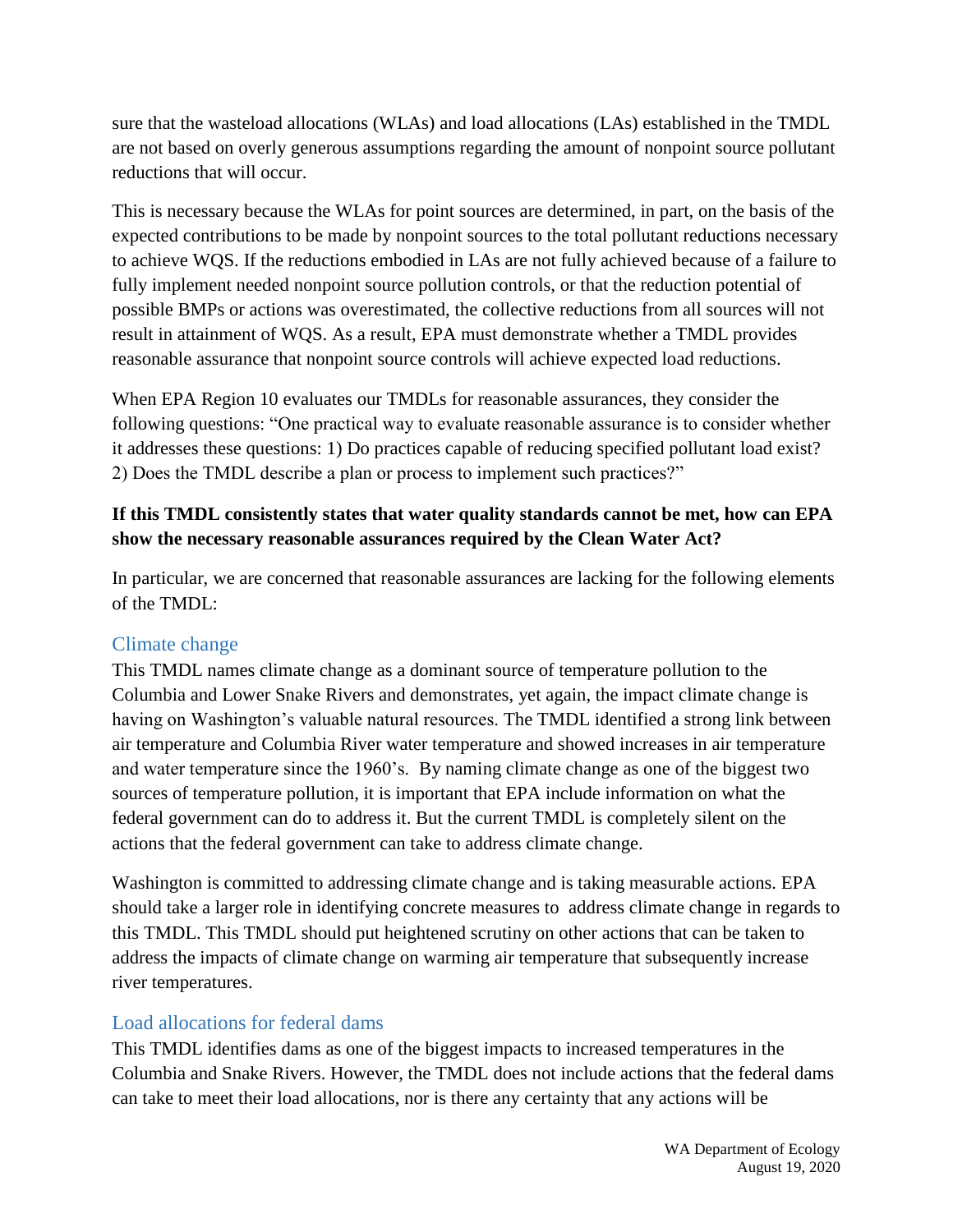sure that the wasteload allocations (WLAs) and load allocations (LAs) established in the TMDL are not based on overly generous assumptions regarding the amount of nonpoint source pollutant reductions that will occur.

This is necessary because the WLAs for point sources are determined, in part, on the basis of the expected contributions to be made by nonpoint sources to the total pollutant reductions necessary to achieve WQS. If the reductions embodied in LAs are not fully achieved because of a failure to fully implement needed nonpoint source pollution controls, or that the reduction potential of possible BMPs or actions was overestimated, the collective reductions from all sources will not result in attainment of WQS. As a result, EPA must demonstrate whether a TMDL provides reasonable assurance that nonpoint source controls will achieve expected load reductions.

When EPA Region 10 evaluates our TMDLs for reasonable assurances, they consider the following questions: "One practical way to evaluate reasonable assurance is to consider whether it addresses these questions: 1) Do practices capable of reducing specified pollutant load exist? 2) Does the TMDL describe a plan or process to implement such practices?"

**If this TMDL consistently states that water quality standards cannot be met, how can EPA show the necessary reasonable assurances required by the Clean Water Act?**

In particular, we are concerned that reasonable assurances are lacking for the following elements of the TMDL:

### Climate change

This TMDL names climate change as a dominant source of temperature pollution to the Columbia and Lower Snake Rivers and demonstrates, yet again, the impact climate change is having on Washington's valuable natural resources. The TMDL identified a strong link between air temperature and Columbia River water temperature and showed increases in air temperature and water temperature since the 1960's. By naming climate change as one of the biggest two sources of temperature pollution, it is important that EPA include information on what the federal government can do to address it. But the current TMDL is completely silent on the actions that the federal government can take to address climate change.

Washington is committed to addressing climate change and is taking measurable actions. EPA should take a larger role in identifying concrete measures to address climate change in regards to this TMDL. This TMDL should put heightened scrutiny on other actions that can be taken to address the impacts of climate change on warming air temperature that subsequently increase river temperatures.

### Load allocations for federal dams

This TMDL identifies dams as one of the biggest impacts to increased temperatures in the Columbia and Snake Rivers. However, the TMDL does not include actions that the federal dams can take to meet their load allocations, nor is there any certainty that any actions will be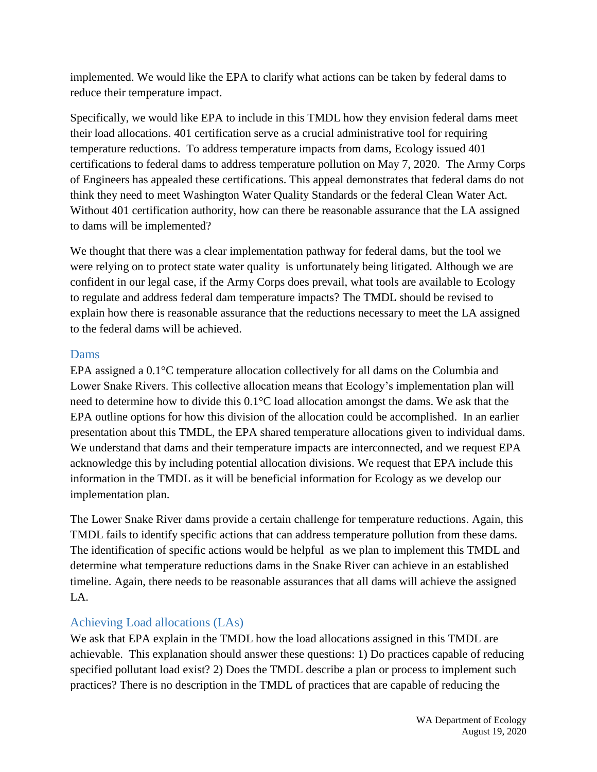implemented. We would like the EPA to clarify what actions can be taken by federal dams to reduce their temperature impact.

Specifically, we would like EPA to include in this TMDL how they envision federal dams meet their load allocations. 401 certification serve as a crucial administrative tool for requiring temperature reductions. To address temperature impacts from dams, Ecology issued 401 certifications to federal dams to address temperature pollution on May 7, 2020. The Army Corps of Engineers has appealed these certifications. This appeal demonstrates that federal dams do not think they need to meet Washington Water Quality Standards or the federal Clean Water Act. Without 401 certification authority, how can there be reasonable assurance that the LA assigned to dams will be implemented?

We thought that there was a clear implementation pathway for federal dams, but the tool we were relying on to protect state water quality is unfortunately being litigated. Although we are confident in our legal case, if the Army Corps does prevail, what tools are available to Ecology to regulate and address federal dam temperature impacts? The TMDL should be revised to explain how there is reasonable assurance that the reductions necessary to meet the LA assigned to the federal dams will be achieved.

## Dams

EPA assigned a 0.1°C temperature allocation collectively for all dams on the Columbia and Lower Snake Rivers. This collective allocation means that Ecology's implementation plan will need to determine how to divide this 0.1°C load allocation amongst the dams. We ask that the EPA outline options for how this division of the allocation could be accomplished. In an earlier presentation about this TMDL, the EPA shared temperature allocations given to individual dams. We understand that dams and their temperature impacts are interconnected, and we request EPA acknowledge this by including potential allocation divisions. We request that EPA include this information in the TMDL as it will be beneficial information for Ecology as we develop our implementation plan.

The Lower Snake River dams provide a certain challenge for temperature reductions. Again, this TMDL fails to identify specific actions that can address temperature pollution from these dams. The identification of specific actions would be helpful as we plan to implement this TMDL and determine what temperature reductions dams in the Snake River can achieve in an established timeline. Again, there needs to be reasonable assurances that all dams will achieve the assigned LA.

## Achieving Load allocations (LAs)

We ask that EPA explain in the TMDL how the load allocations assigned in this TMDL are achievable. This explanation should answer these questions: 1) Do practices capable of reducing specified pollutant load exist? 2) Does the TMDL describe a plan or process to implement such practices? There is no description in the TMDL of practices that are capable of reducing the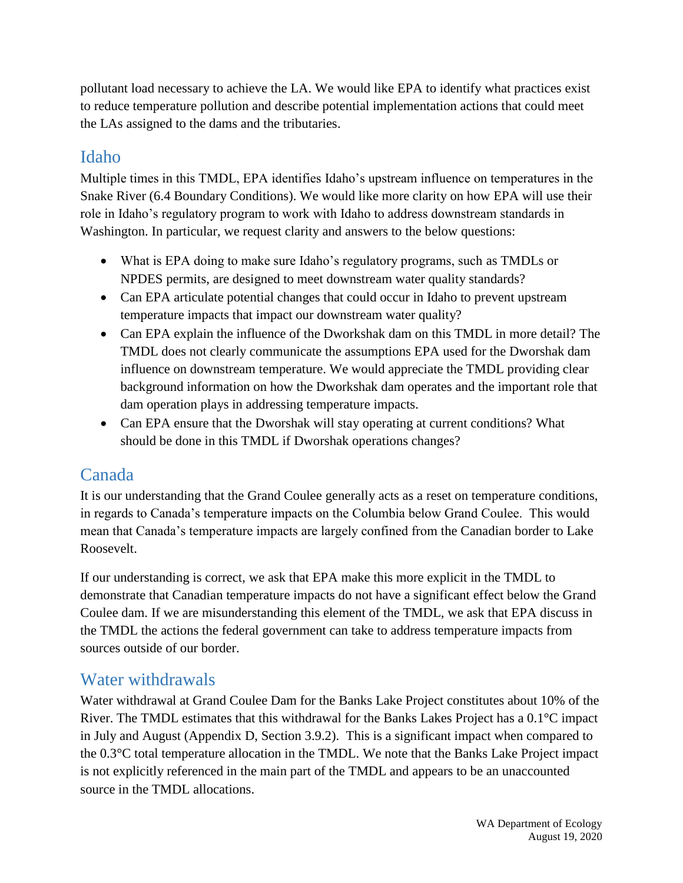pollutant load necessary to achieve the LA. We would like EPA to identify what practices exist to reduce temperature pollution and describe potential implementation actions that could meet the LAs assigned to the dams and the tributaries.

## Idaho

Multiple times in this TMDL, EPA identifies Idaho's upstream influence on temperatures in the Snake River (6.4 Boundary Conditions). We would like more clarity on how EPA will use their role in Idaho's regulatory program to work with Idaho to address downstream standards in Washington. In particular, we request clarity and answers to the below questions:

- What is EPA doing to make sure Idaho's regulatory programs, such as TMDLs or NPDES permits, are designed to meet downstream water quality standards?
- Can EPA articulate potential changes that could occur in Idaho to prevent upstream temperature impacts that impact our downstream water quality?
- Can EPA explain the influence of the Dworkshak dam on this TMDL in more detail? The TMDL does not clearly communicate the assumptions EPA used for the Dworshak dam influence on downstream temperature. We would appreciate the TMDL providing clear background information on how the Dworkshak dam operates and the important role that dam operation plays in addressing temperature impacts.
- Can EPA ensure that the Dworshak will stay operating at current conditions? What should be done in this TMDL if Dworshak operations changes?

## Canada

It is our understanding that the Grand Coulee generally acts as a reset on temperature conditions, in regards to Canada's temperature impacts on the Columbia below Grand Coulee. This would mean that Canada's temperature impacts are largely confined from the Canadian border to Lake Roosevelt.

If our understanding is correct, we ask that EPA make this more explicit in the TMDL to demonstrate that Canadian temperature impacts do not have a significant effect below the Grand Coulee dam. If we are misunderstanding this element of the TMDL, we ask that EPA discuss in the TMDL the actions the federal government can take to address temperature impacts from sources outside of our border.

## Water withdrawals

Water withdrawal at Grand Coulee Dam for the Banks Lake Project constitutes about 10% of the River. The TMDL estimates that this withdrawal for the Banks Lakes Project has a 0.1°C impact in July and August (Appendix D, Section 3.9.2). This is a significant impact when compared to the 0.3°C total temperature allocation in the TMDL. We note that the Banks Lake Project impact is not explicitly referenced in the main part of the TMDL and appears to be an unaccounted source in the TMDL allocations.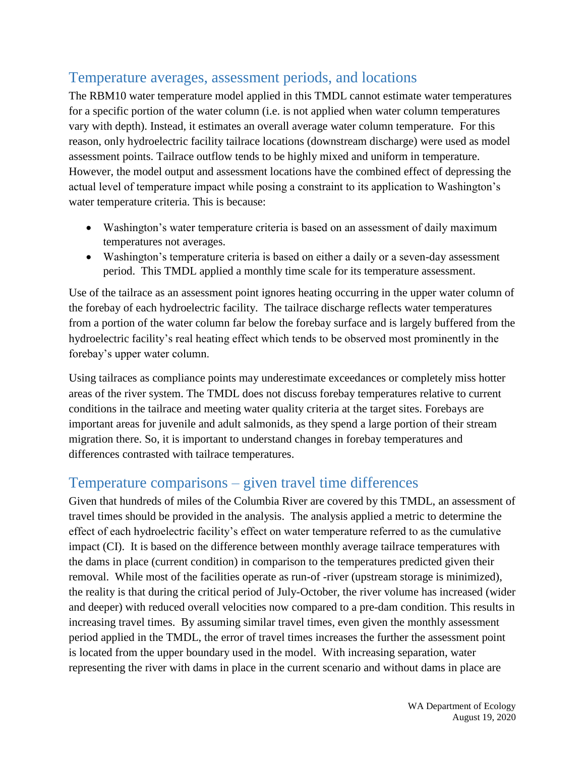## Temperature averages, assessment periods, and locations

The RBM10 water temperature model applied in this TMDL cannot estimate water temperatures for a specific portion of the water column (i.e. is not applied when water column temperatures vary with depth). Instead, it estimates an overall average water column temperature. For this reason, only hydroelectric facility tailrace locations (downstream discharge) were used as model assessment points. Tailrace outflow tends to be highly mixed and uniform in temperature. However, the model output and assessment locations have the combined effect of depressing the actual level of temperature impact while posing a constraint to its application to Washington's water temperature criteria. This is because:

- Washington's water temperature criteria is based on an assessment of daily maximum temperatures not averages.
- Washington's temperature criteria is based on either a daily or a seven-day assessment period. This TMDL applied a monthly time scale for its temperature assessment.

Use of the tailrace as an assessment point ignores heating occurring in the upper water column of the forebay of each hydroelectric facility. The tailrace discharge reflects water temperatures from a portion of the water column far below the forebay surface and is largely buffered from the hydroelectric facility's real heating effect which tends to be observed most prominently in the forebay's upper water column.

Using tailraces as compliance points may underestimate exceedances or completely miss hotter areas of the river system. The TMDL does not discuss forebay temperatures relative to current conditions in the tailrace and meeting water quality criteria at the target sites. Forebays are important areas for juvenile and adult salmonids, as they spend a large portion of their stream migration there. So, it is important to understand changes in forebay temperatures and differences contrasted with tailrace temperatures.

## Temperature comparisons – given travel time differences

Given that hundreds of miles of the Columbia River are covered by this TMDL, an assessment of travel times should be provided in the analysis. The analysis applied a metric to determine the effect of each hydroelectric facility's effect on water temperature referred to as the cumulative impact (CI). It is based on the difference between monthly average tailrace temperatures with the dams in place (current condition) in comparison to the temperatures predicted given their removal. While most of the facilities operate as run-of -river (upstream storage is minimized), the reality is that during the critical period of July-October, the river volume has increased (wider and deeper) with reduced overall velocities now compared to a pre-dam condition. This results in increasing travel times. By assuming similar travel times, even given the monthly assessment period applied in the TMDL, the error of travel times increases the further the assessment point is located from the upper boundary used in the model. With increasing separation, water representing the river with dams in place in the current scenario and without dams in place are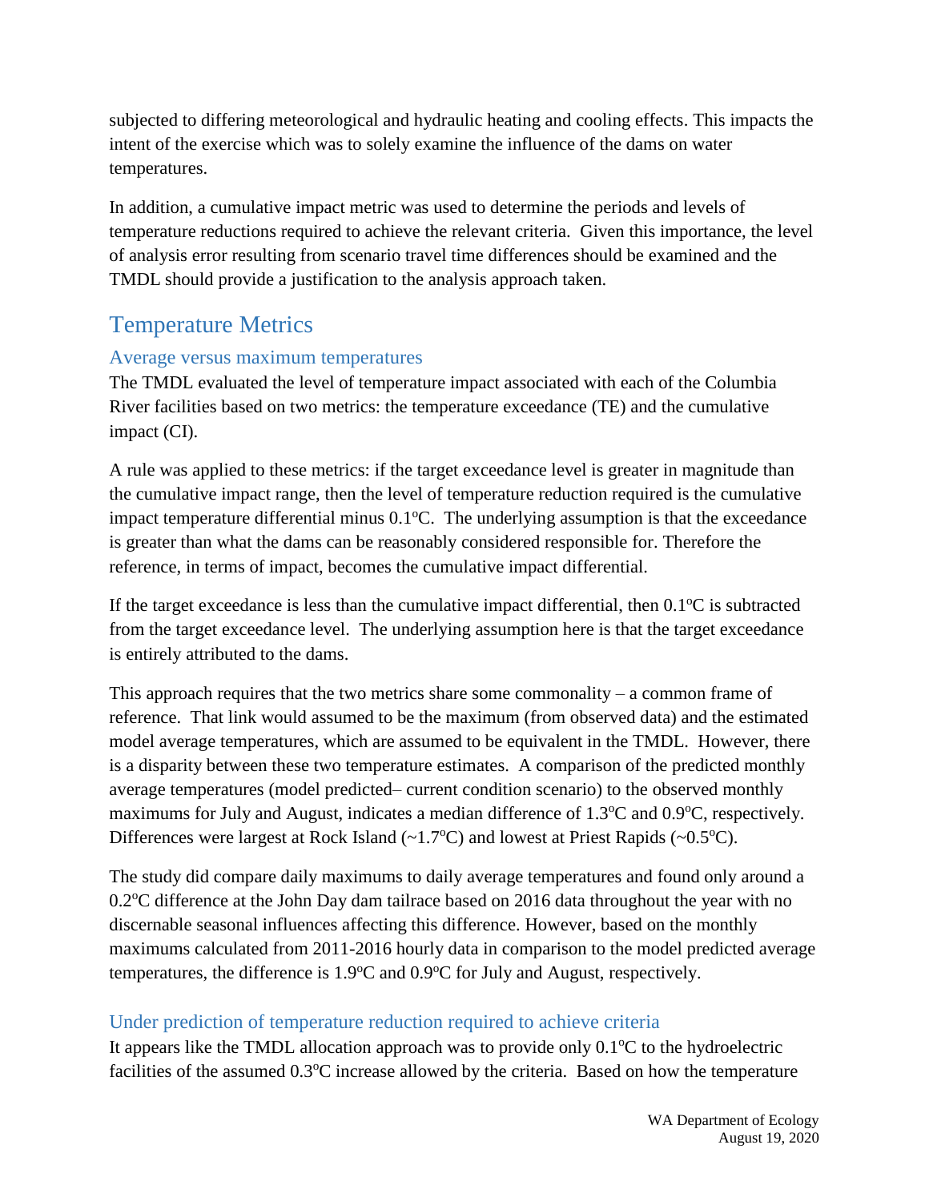subjected to differing meteorological and hydraulic heating and cooling effects. This impacts the intent of the exercise which was to solely examine the influence of the dams on water temperatures.

In addition, a cumulative impact metric was used to determine the periods and levels of temperature reductions required to achieve the relevant criteria. Given this importance, the level of analysis error resulting from scenario travel time differences should be examined and the TMDL should provide a justification to the analysis approach taken.

## Temperature Metrics

### Average versus maximum temperatures

The TMDL evaluated the level of temperature impact associated with each of the Columbia River facilities based on two metrics: the temperature exceedance (TE) and the cumulative impact (CI).

A rule was applied to these metrics: if the target exceedance level is greater in magnitude than the cumulative impact range, then the level of temperature reduction required is the cumulative impact temperature differential minus 0.1°C. The underlying assumption is that the exceedance is greater than what the dams can be reasonably considered responsible for. Therefore the reference, in terms of impact, becomes the cumulative impact differential.

If the target exceedance is less than the cumulative impact differential, then 0.1°C is subtracted from the target exceedance level. The underlying assumption here is that the target exceedance is entirely attributed to the dams.

This approach requires that the two metrics share some commonality – a common frame of reference. That link would assumed to be the maximum (from observed data) and the estimated model average temperatures, which are assumed to be equivalent in the TMDL. However, there is a disparity between these two temperature estimates. A comparison of the predicted monthly average temperatures (model predicted– current condition scenario) to the observed monthly maximums for July and August, indicates a median difference of 1.3°C and 0.9°C, respectively. Differences were largest at Rock Island (~1.7°C) and lowest at Priest Rapids (~0.5°C).

The study did compare daily maximums to daily average temperatures and found only around a 0.2°C difference at the John Day dam tailrace based on 2016 data throughout the year with no discernable seasonal influences affecting this difference. However, based on the monthly maximums calculated from 2011-2016 hourly data in comparison to the model predicted average temperatures, the difference is 1.9°C and 0.9°C for July and August, respectively.

### Under prediction of temperature reduction required to achieve criteria

It appears like the TMDL allocation approach was to provide only 0.1°C to the hydroelectric facilities of the assumed 0.3°C increase allowed by the criteria. Based on how the temperature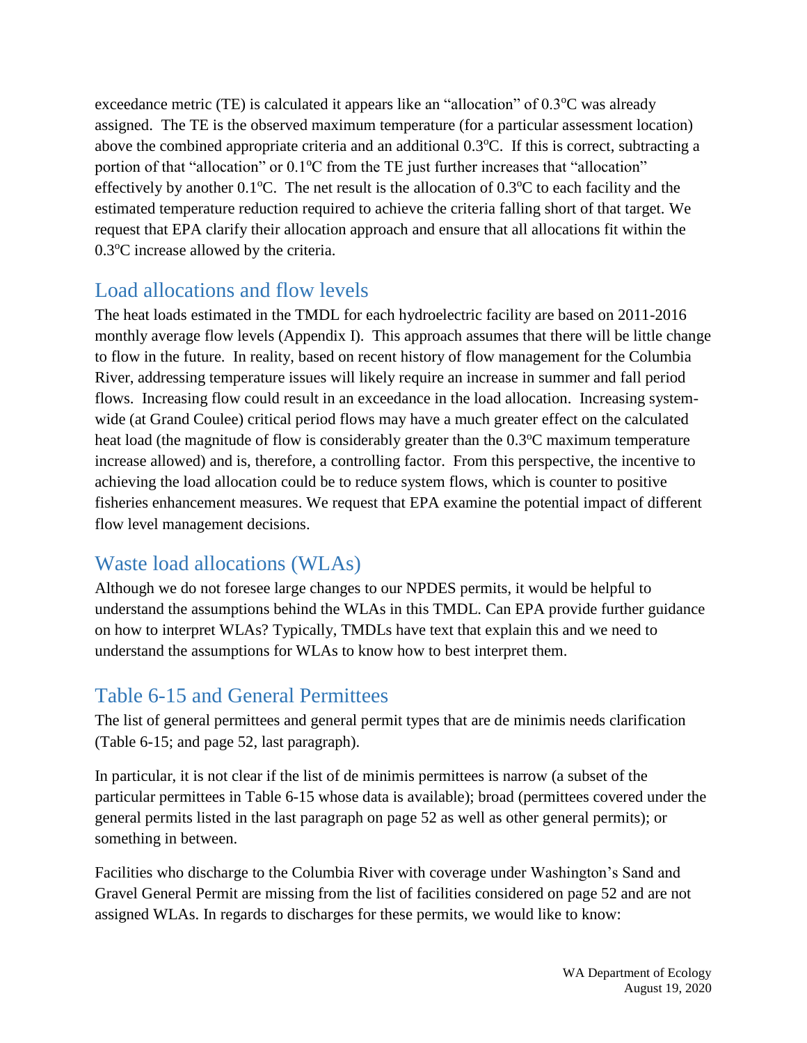exceedance metric (TE) is calculated it appears like an "allocation" of 0.3°C was already assigned. The TE is the observed maximum temperature (for a particular assessment location) above the combined appropriate criteria and an additional 0.3°C. If this is correct, subtracting a portion of that "allocation" or 0.1°C from the TE just further increases that "allocation" effectively by another 0.1°C. The net result is the allocation of 0.3°C to each facility and the estimated temperature reduction required to achieve the criteria falling short of that target. We request that EPA clarify their allocation approach and ensure that all allocations fit within the 0.3°C increase allowed by the criteria.

## Load allocations and flow levels

The heat loads estimated in the TMDL for each hydroelectric facility are based on 2011-2016 monthly average flow levels (Appendix I). This approach assumes that there will be little change to flow in the future. In reality, based on recent history of flow management for the Columbia River, addressing temperature issues will likely require an increase in summer and fall period flows. Increasing flow could result in an exceedance in the load allocation. Increasing system-wide (at Grand Coulee) critical period flows may have a much greater effect on the calculated heat load (the magnitude of flow is considerably greater than the 0.3°C maximum temperature increase allowed) and is, therefore, a controlling factor. From this perspective, the incentive to achieving the load allocation could be to reduce system flows, which is counter to positive fisheries enhancement measures. We request that EPA examine the potential impact of different flow level management decisions.

## Waste load allocations (WLAs)

Although we do not foresee large changes to our NPDES permits, it would be helpful to understand the assumptions behind the WLAs in this TMDL. Can EPA provide further guidance on how to interpret WLAs? Typically, TMDLs have text that explain this and we need to understand the assumptions for WLAs to know how to best interpret them.

## Table 6-15 and General Permittees

The list of general permittees and general permit types that are de minimis needs clarification (Table 6-15; and page 52, last paragraph).

In particular, it is not clear if the list of de minimis permittees is narrow (a subset of the particular permittees in Table 6-15 whose data is available); broad (permittees covered under the general permits listed in the last paragraph on page 52 as well as other general permits); or something in between.

Facilities who discharge to the Columbia River with coverage under Washington's Sand and Gravel General Permit are missing from the list of facilities considered on page 52 and are not assigned WLAs. In regards to discharges for these permits, we would like to know: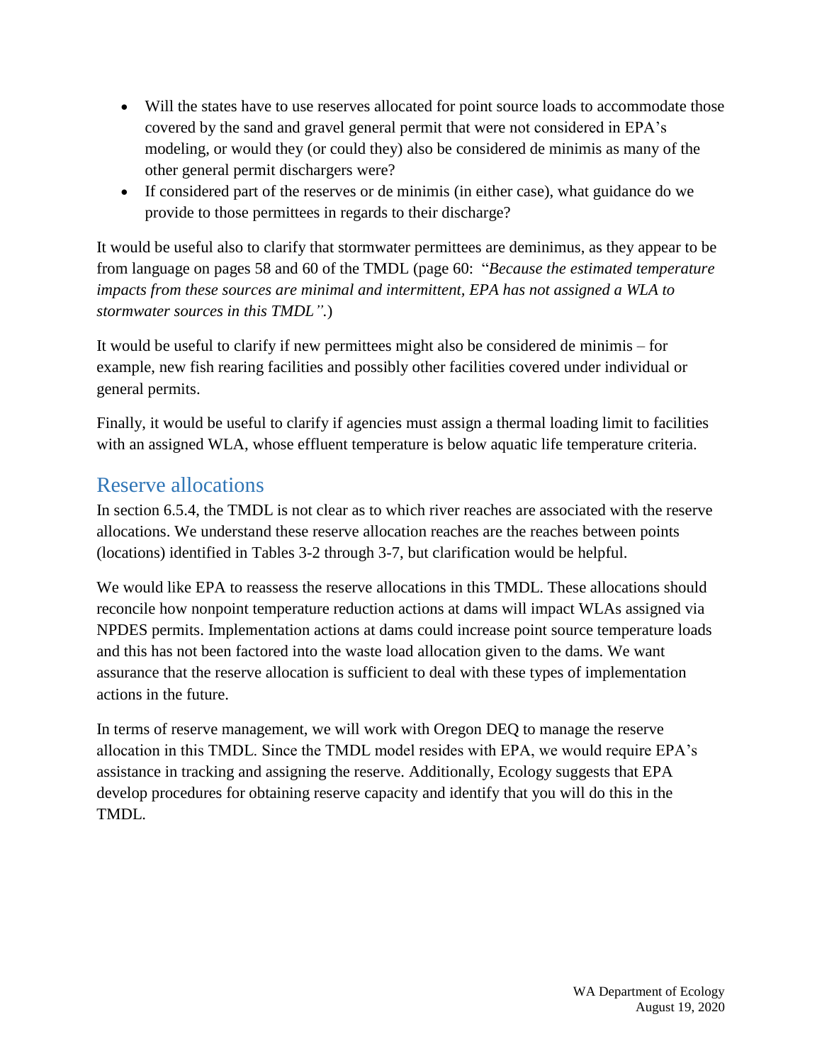- Will the states have to use reserves allocated for point source loads to accommodate those covered by the sand and gravel general permit that were not considered in EPA's modeling, or would they (or could they) also be considered de minimis as many of the other general permit dischargers were?
- If considered part of the reserves or de minimis (in either case), what guidance do we provide to those permittees in regards to their discharge?

It would be useful also to clarify that stormwater permittees are deminimus, as they appear to be from language on pages 58 and 60 of the TMDL (page 60: "*Because the estimated temperature impacts from these sources are minimal and intermittent, EPA has not assigned a WLA to stormwater sources in this TMDL".*)

It would be useful to clarify if new permittees might also be considered de minimis – for example, new fish rearing facilities and possibly other facilities covered under individual or general permits.

Finally, it would be useful to clarify if agencies must assign a thermal loading limit to facilities with an assigned WLA, whose effluent temperature is below aquatic life temperature criteria.

## Reserve allocations

In section 6.5.4, the TMDL is not clear as to which river reaches are associated with the reserve allocations. We understand these reserve allocation reaches are the reaches between points (locations) identified in Tables 3-2 through 3-7, but clarification would be helpful.

We would like EPA to reassess the reserve allocations in this TMDL. These allocations should reconcile how nonpoint temperature reduction actions at dams will impact WLAs assigned via NPDES permits. Implementation actions at dams could increase point source temperature loads and this has not been factored into the waste load allocation given to the dams. We want assurance that the reserve allocation is sufficient to deal with these types of implementation actions in the future.

In terms of reserve management, we will work with Oregon DEQ to manage the reserve allocation in this TMDL. Since the TMDL model resides with EPA, we would require EPA's assistance in tracking and assigning the reserve. Additionally, Ecology suggests that EPA develop procedures for obtaining reserve capacity and identify that you will do this in the TMDL.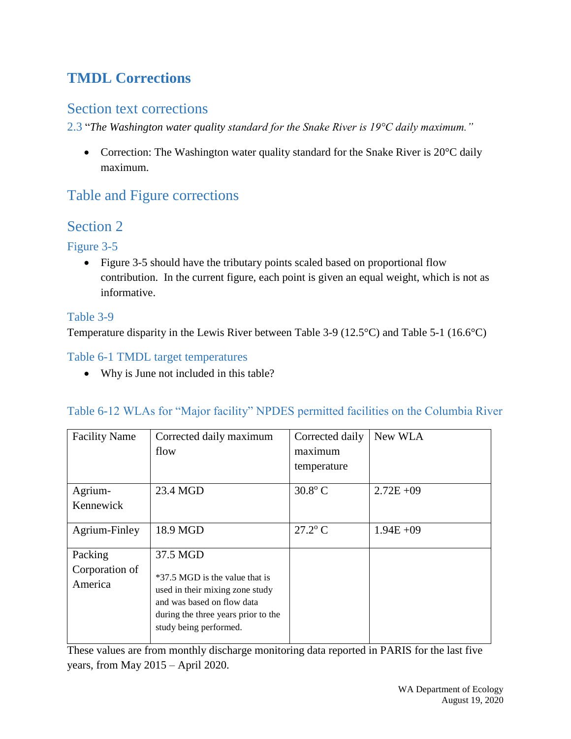# TMDL Corrections

## Section text corrections

2.3 "*The Washington water quality standard for the Snake River is 19°C daily maximum."*

- Correction: The Washington water quality standard for the Snake River is 20°C daily maximum.

## Table and Figure corrections

## Section 2

### Figure 3-5

- Figure 3-5 should have the tributary points scaled based on proportional flow contribution. In the current figure, each point is given an equal weight, which is not as informative.

### Table 3-9

Temperature disparity in the Lewis River between Table 3-9 (12.5°C) and Table 5-1 (16.6°C)

### Table 6-1 TMDL target temperatures

- Why is June not included in this table?

### Table 6-12 WLAs for "Major facility" NPDES permitted facilities on the Columbia River

| Facility Name | Corrected daily maximum flow | Corrected daily maximum temperature | New WLA |
|---|---|---|---|
| Agrium-Kennewick | 23.4 MGD | 30.8° C | 2.72E +09 |
| Agrium-Finley | 18.9 MGD | 27.2° C | 1.94E +09 |
| Packing Corporation of America | 37.5 MGD<br><br>*37.5 MGD is the value that is used in their mixing zone study and was based on flow data during the three years prior to the study being performed. | | |

These values are from monthly discharge monitoring data reported in PARIS for the last five years, from May 2015 – April 2020.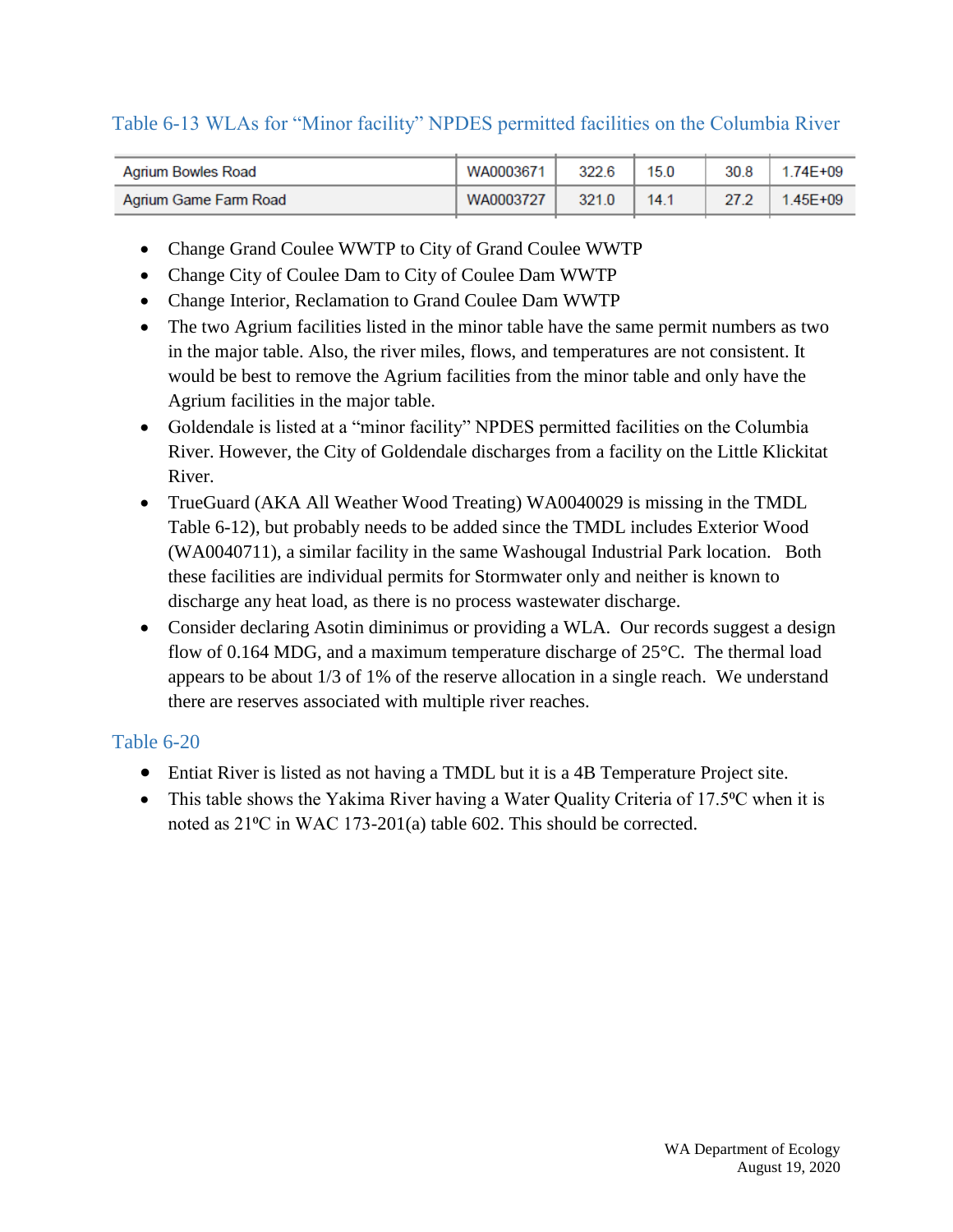### Table 6-13 WLAs for “Minor facility” NPDES permitted facilities on the Columbia River

| | | | | | |
|---|---|---|---|---|---|
| Agrium Bowles Road | WA0003671 | 322.6 | 15.0 | 30.8 | 1.74E+09 |
| Agrium Game Farm Road | WA0003727 | 321.0 | 14.1 | 27.2 | 1.45E+09 |

- Change Grand Coulee WWTP to City of Grand Coulee WWTP
- Change City of Coulee Dam to City of Coulee Dam WWTP
- Change Interior, Reclamation to Grand Coulee Dam WWTP
- The two Agrium facilities listed in the minor table have the same permit numbers as two in the major table. Also, the river miles, flows, and temperatures are not consistent. It would be best to remove the Agrium facilities from the minor table and only have the Agrium facilities in the major table.
- Goldendale is listed at a “minor facility” NPDES permitted facilities on the Columbia River. However, the City of Goldendale discharges from a facility on the Little Klickitat River.
- TrueGuard (AKA All Weather Wood Treating) WA0040029 is missing in the TMDL Table 6-12), but probably needs to be added since the TMDL includes Exterior Wood (WA0040711), a similar facility in the same Washougal Industrial Park location. Both these facilities are individual permits for Stormwater only and neither is known to discharge any heat load, as there is no process wastewater discharge.
- Consider declaring Asotin diminimus or providing a WLA. Our records suggest a design flow of 0.164 MDG, and a maximum temperature discharge of 25°C. The thermal load appears to be about 1/3 of 1% of the reserve allocation in a single reach. We understand there are reserves associated with multiple river reaches.

### Table 6-20

- Entiat River is listed as not having a TMDL but it is a 4B Temperature Project site.
- This table shows the Yakima River having a Water Quality Criteria of 17.5ºC when it is noted as 21ºC in WAC 173-201(a) table 602. This should be corrected.